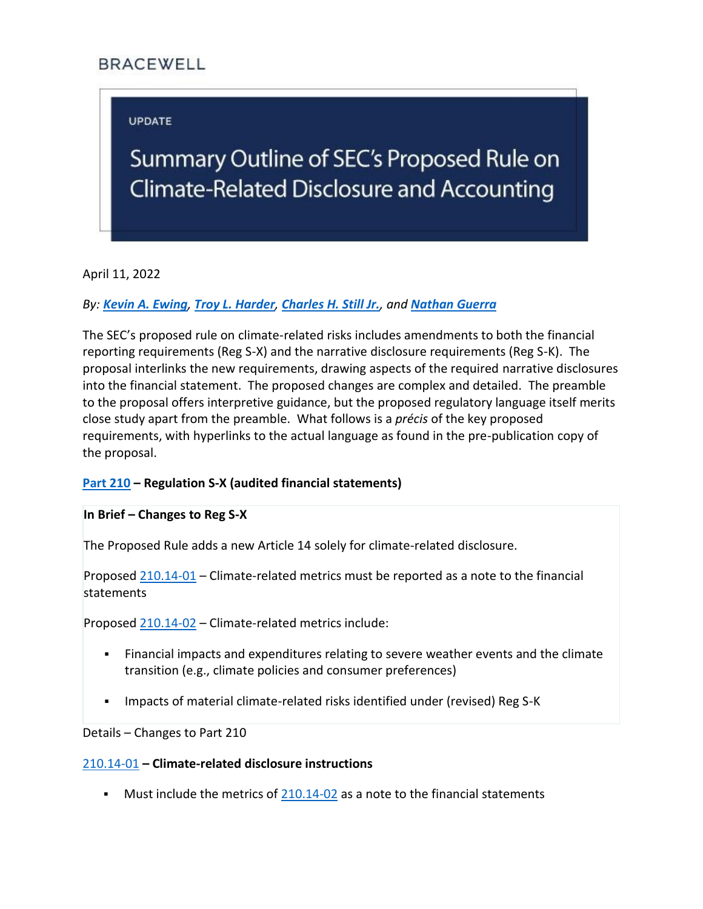BRACEWELL

UPDATE

# Summary Outline of SEC's Proposed Rule on Climate-Related Disclosure and Accounting

April 11, 2022

*By: **Kevin A. Ewing**, **Troy L. Harder**, **Charles H. Still Jr.**, and **Nathan Guerra***

The SEC's proposed rule on climate-related risks includes amendments to both the financial reporting requirements (Reg S-X) and the narrative disclosure requirements (Reg S-K). The proposal interlinks the new requirements, drawing aspects of the required narrative disclosures into the financial statement. The proposed changes are complex and detailed. The preamble to the proposal offers interpretive guidance, but the proposed regulatory language itself merits close study apart from the preamble. What follows is a *précis* of the key proposed requirements, with hyperlinks to the actual language as found in the pre-publication copy of the proposal.

## Part 210 – Regulation S-X (audited financial statements)

**In Brief – Changes to Reg S-X**

The Proposed Rule adds a new Article 14 solely for climate-related disclosure.

Proposed 210.14-01 – Climate-related metrics must be reported as a note to the financial statements

Proposed 210.14-02 – Climate-related metrics include:

- Financial impacts and expenditures relating to severe weather events and the climate transition (e.g., climate policies and consumer preferences)
- Impacts of material climate-related risks identified under (revised) Reg S-K

Details – Changes to Part 210

**210.14-01 – Climate-related disclosure instructions**

- Must include the metrics of 210.14-02 as a note to the financial statements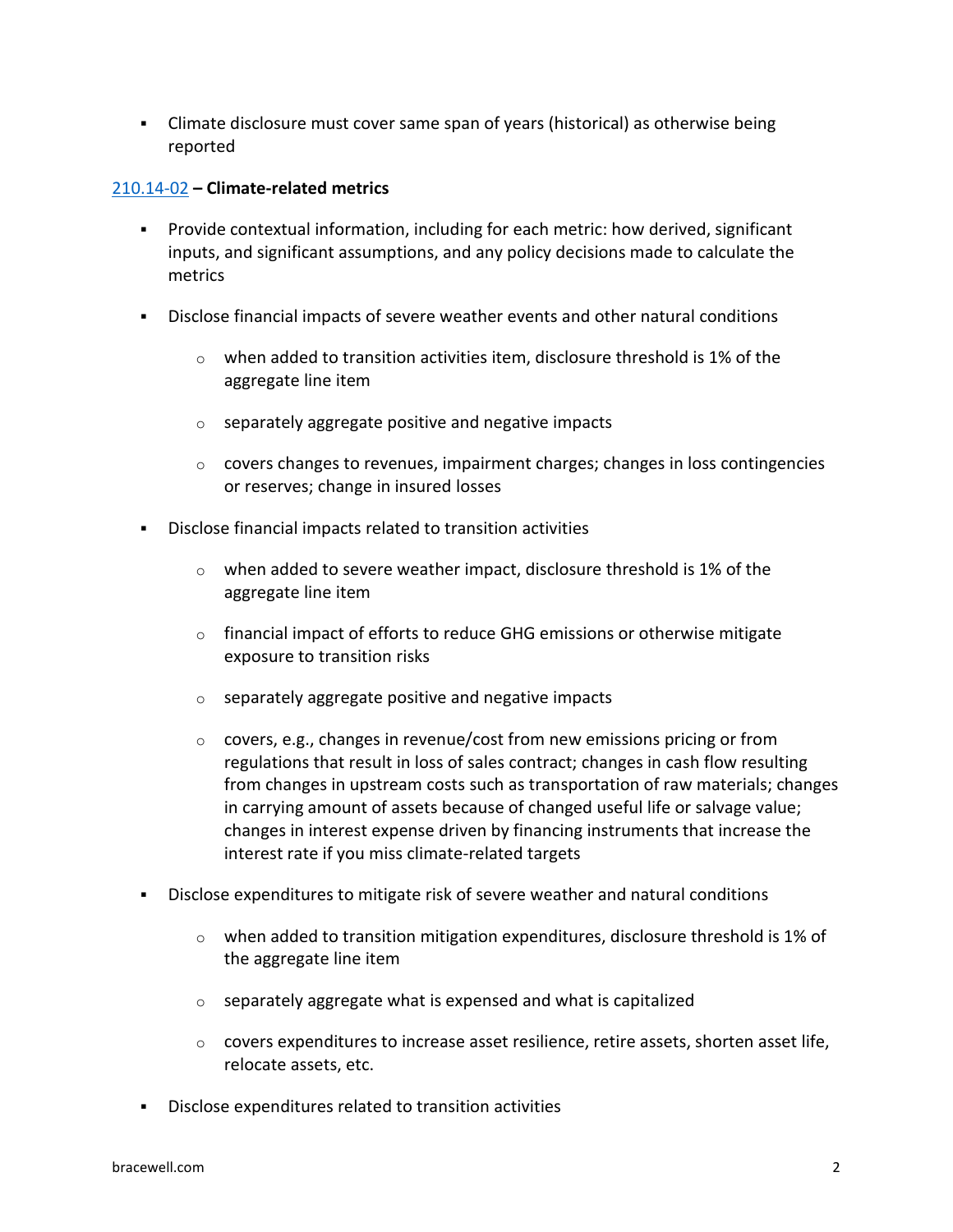- Climate disclosure must cover same span of years (historical) as otherwise being reported

[210.14-02](210.14-02) **– Climate-related metrics**

- Provide contextual information, including for each metric: how derived, significant inputs, and significant assumptions, and any policy decisions made to calculate the metrics
- Disclose financial impacts of severe weather events and other natural conditions
    - when added to transition activities item, disclosure threshold is 1% of the aggregate line item
    - separately aggregate positive and negative impacts
    - covers changes to revenues, impairment charges; changes in loss contingencies or reserves; change in insured losses
- Disclose financial impacts related to transition activities
    - when added to severe weather impact, disclosure threshold is 1% of the aggregate line item
    - financial impact of efforts to reduce GHG emissions or otherwise mitigate exposure to transition risks
    - separately aggregate positive and negative impacts
    - covers, e.g., changes in revenue/cost from new emissions pricing or from regulations that result in loss of sales contract; changes in cash flow resulting from changes in upstream costs such as transportation of raw materials; changes in carrying amount of assets because of changed useful life or salvage value; changes in interest expense driven by financing instruments that increase the interest rate if you miss climate-related targets
- Disclose expenditures to mitigate risk of severe weather and natural conditions
    - when added to transition mitigation expenditures, disclosure threshold is 1% of the aggregate line item
    - separately aggregate what is expensed and what is capitalized
    - covers expenditures to increase asset resilience, retire assets, shorten asset life, relocate assets, etc.
- Disclose expenditures related to transition activities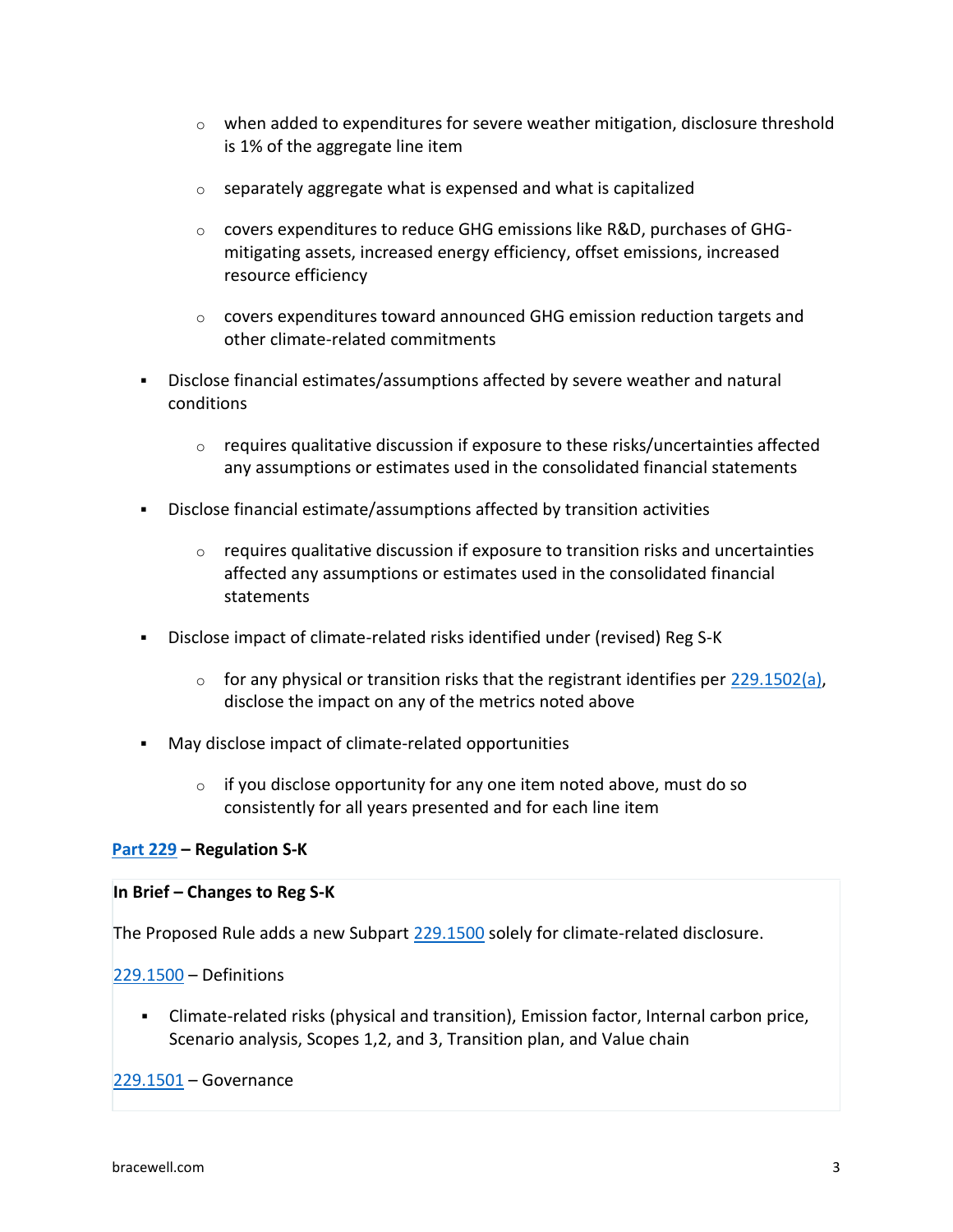- when added to expenditures for severe weather mitigation, disclosure threshold is 1% of the aggregate line item
    - separately aggregate what is expensed and what is capitalized
    - covers expenditures to reduce GHG emissions like R&D, purchases of GHG-mitigating assets, increased energy efficiency, offset emissions, increased resource efficiency
    - covers expenditures toward announced GHG emission reduction targets and other climate-related commitments

- Disclose financial estimates/assumptions affected by severe weather and natural conditions
    - requires qualitative discussion if exposure to these risks/uncertainties affected any assumptions or estimates used in the consolidated financial statements

- Disclose financial estimate/assumptions affected by transition activities
    - requires qualitative discussion if exposure to transition risks and uncertainties affected any assumptions or estimates used in the consolidated financial statements

- Disclose impact of climate-related risks identified under (revised) Reg S-K
    - for any physical or transition risks that the registrant identifies per 229.1502(a), disclose the impact on any of the metrics noted above

- May disclose impact of climate-related opportunities
    - if you disclose opportunity for any one item noted above, must do so consistently for all years presented and for each line item

**Part 229 – Regulation S-K**

**In Brief – Changes to Reg S-K**

The Proposed Rule adds a new Subpart 229.1500 solely for climate-related disclosure.

229.1500 – Definitions

- Climate-related risks (physical and transition), Emission factor, Internal carbon price, Scenario analysis, Scopes 1,2, and 3, Transition plan, and Value chain

229.1501 – Governance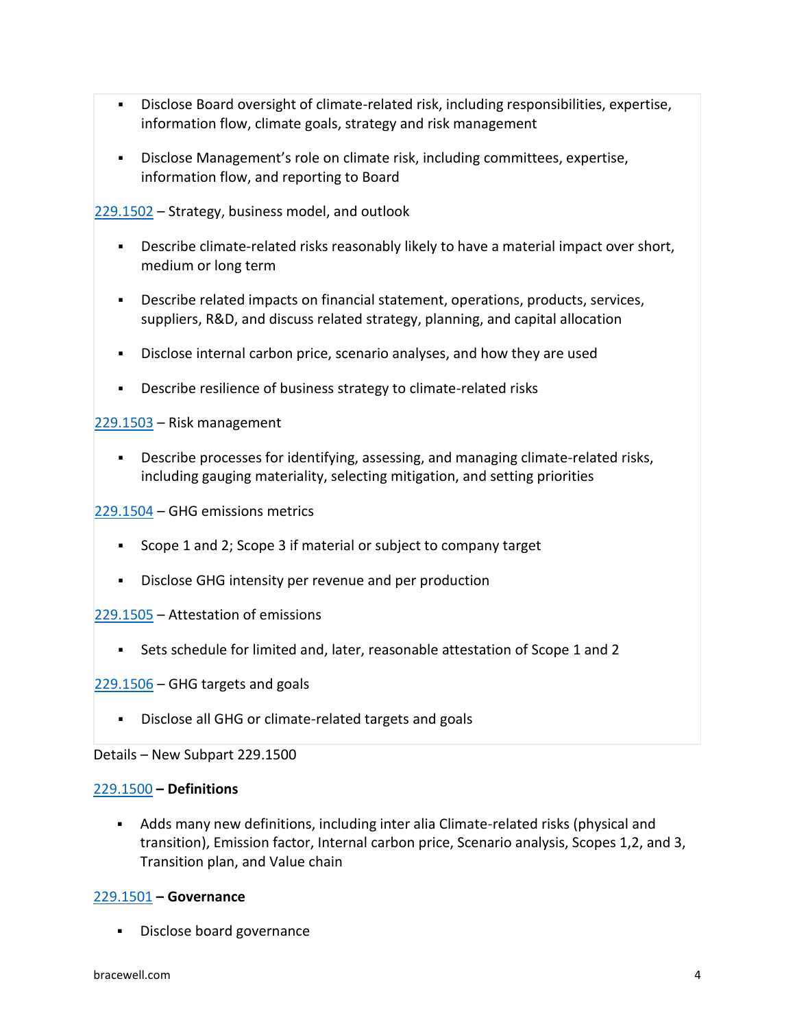- Disclose Board oversight of climate-related risk, including responsibilities, expertise, information flow, climate goals, strategy and risk management
- Disclose Management's role on climate risk, including committees, expertise, information flow, and reporting to Board

229.1502 – Strategy, business model, and outlook

- Describe climate-related risks reasonably likely to have a material impact over short, medium or long term
- Describe related impacts on financial statement, operations, products, services, suppliers, R&D, and discuss related strategy, planning, and capital allocation
- Disclose internal carbon price, scenario analyses, and how they are used
- Describe resilience of business strategy to climate-related risks

229.1503 – Risk management

- Describe processes for identifying, assessing, and managing climate-related risks, including gauging materiality, selecting mitigation, and setting priorities

229.1504 – GHG emissions metrics

- Scope 1 and 2; Scope 3 if material or subject to company target
- Disclose GHG intensity per revenue and per production

229.1505 – Attestation of emissions

- Sets schedule for limited and, later, reasonable attestation of Scope 1 and 2

229.1506 – GHG targets and goals

- Disclose all GHG or climate-related targets and goals

Details – New Subpart 229.1500

229.1500 **– Definitions**

- Adds many new definitions, including inter alia Climate-related risks (physical and transition), Emission factor, Internal carbon price, Scenario analysis, Scopes 1,2, and 3, Transition plan, and Value chain

229.1501 **– Governance**

- Disclose board governance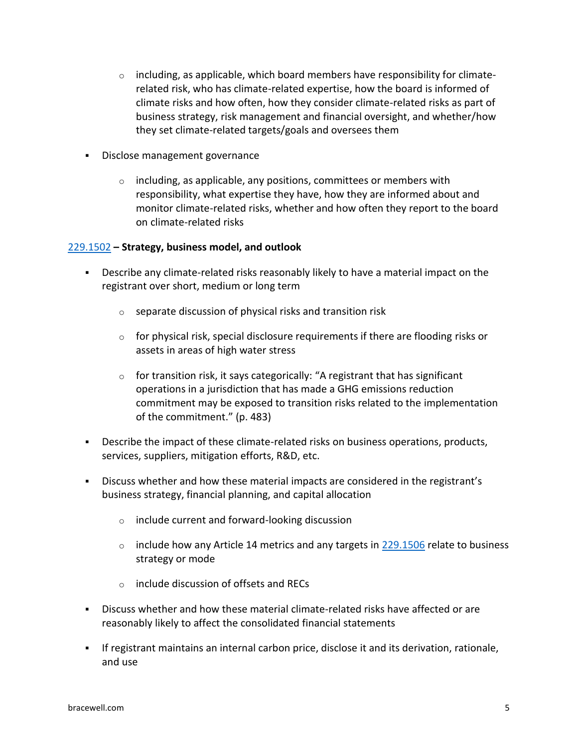- including, as applicable, which board members have responsibility for climate-related risk, who has climate-related expertise, how the board is informed of climate risks and how often, how they consider climate-related risks as part of business strategy, risk management and financial oversight, and whether/how they set climate-related targets/goals and oversees them

- Disclose management governance
  - including, as applicable, any positions, committees or members with responsibility, what expertise they have, how they are informed about and monitor climate-related risks, whether and how often they report to the board on climate-related risks

**[229.1502](229.1502) – Strategy, business model, and outlook**

- Describe any climate-related risks reasonably likely to have a material impact on the registrant over short, medium or long term
  - separate discussion of physical risks and transition risk
  - for physical risk, special disclosure requirements if there are flooding risks or assets in areas of high water stress
  - for transition risk, it says categorically: "A registrant that has significant operations in a jurisdiction that has made a GHG emissions reduction commitment may be exposed to transition risks related to the implementation of the commitment." (p. 483)
- Describe the impact of these climate-related risks on business operations, products, services, suppliers, mitigation efforts, R&D, etc.
- Discuss whether and how these material impacts are considered in the registrant's business strategy, financial planning, and capital allocation
  - include current and forward-looking discussion
  - include how any Article 14 metrics and any targets in [229.1506](229.1506) relate to business strategy or mode
  - include discussion of offsets and RECs
- Discuss whether and how these material climate-related risks have affected or are reasonably likely to affect the consolidated financial statements
- If registrant maintains an internal carbon price, disclose it and its derivation, rationale, and use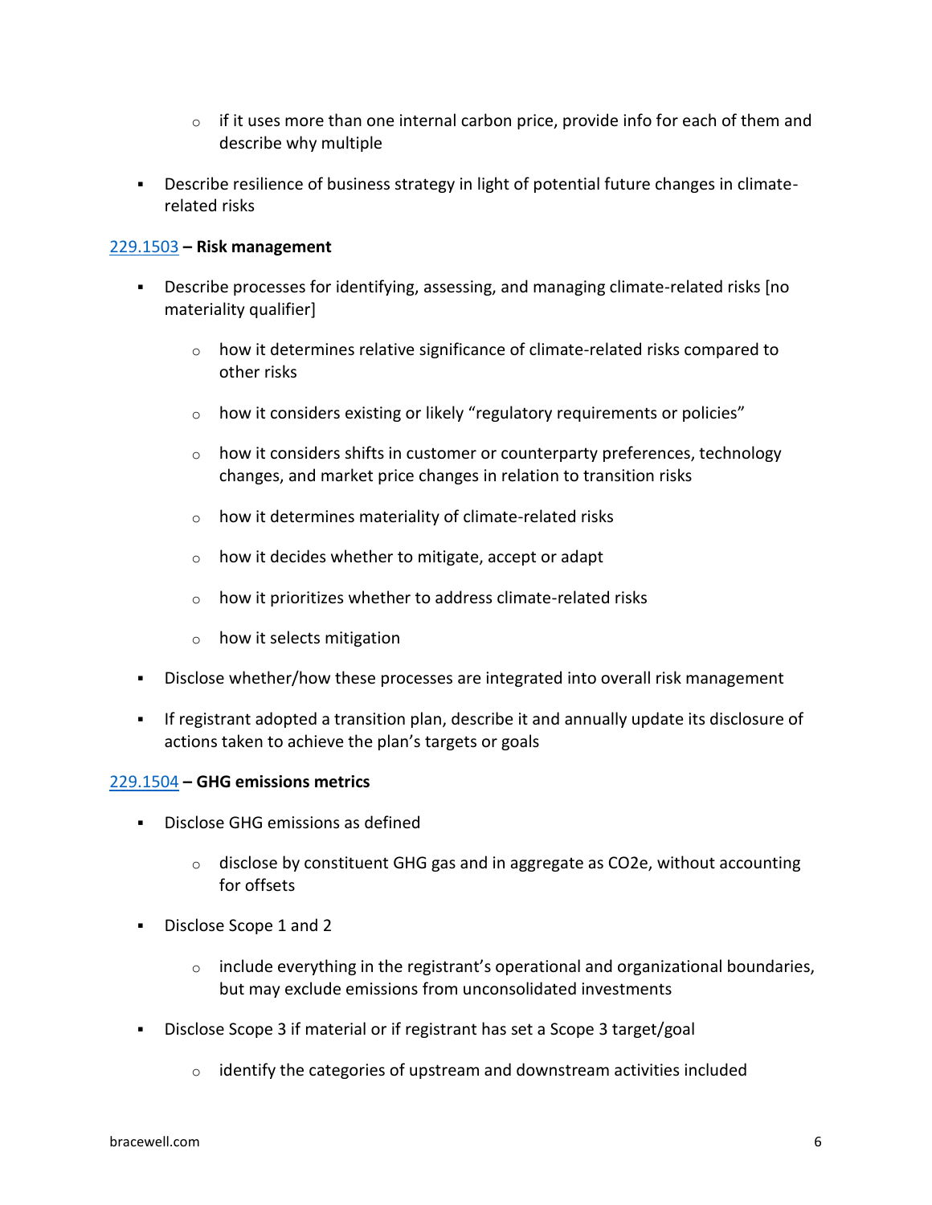- if it uses more than one internal carbon price, provide info for each of them and describe why multiple

- Describe resilience of business strategy in light of potential future changes in climate-related risks

[229.1503](#) **– Risk management**

- Describe processes for identifying, assessing, and managing climate-related risks [no materiality qualifier]
    - how it determines relative significance of climate-related risks compared to other risks
    - how it considers existing or likely "regulatory requirements or policies"
    - how it considers shifts in customer or counterparty preferences, technology changes, and market price changes in relation to transition risks
    - how it determines materiality of climate-related risks
    - how it decides whether to mitigate, accept or adapt
    - how it prioritizes whether to address climate-related risks
    - how it selects mitigation
- Disclose whether/how these processes are integrated into overall risk management
- If registrant adopted a transition plan, describe it and annually update its disclosure of actions taken to achieve the plan's targets or goals

[229.1504](#) **– GHG emissions metrics**

- Disclose GHG emissions as defined
    - disclose by constituent GHG gas and in aggregate as $CO_2e$, without accounting for offsets
- Disclose Scope 1 and 2
    - include everything in the registrant's operational and organizational boundaries, but may exclude emissions from unconsolidated investments
- Disclose Scope 3 if material or if registrant has set a Scope 3 target/goal
    - identify the categories of upstream and downstream activities included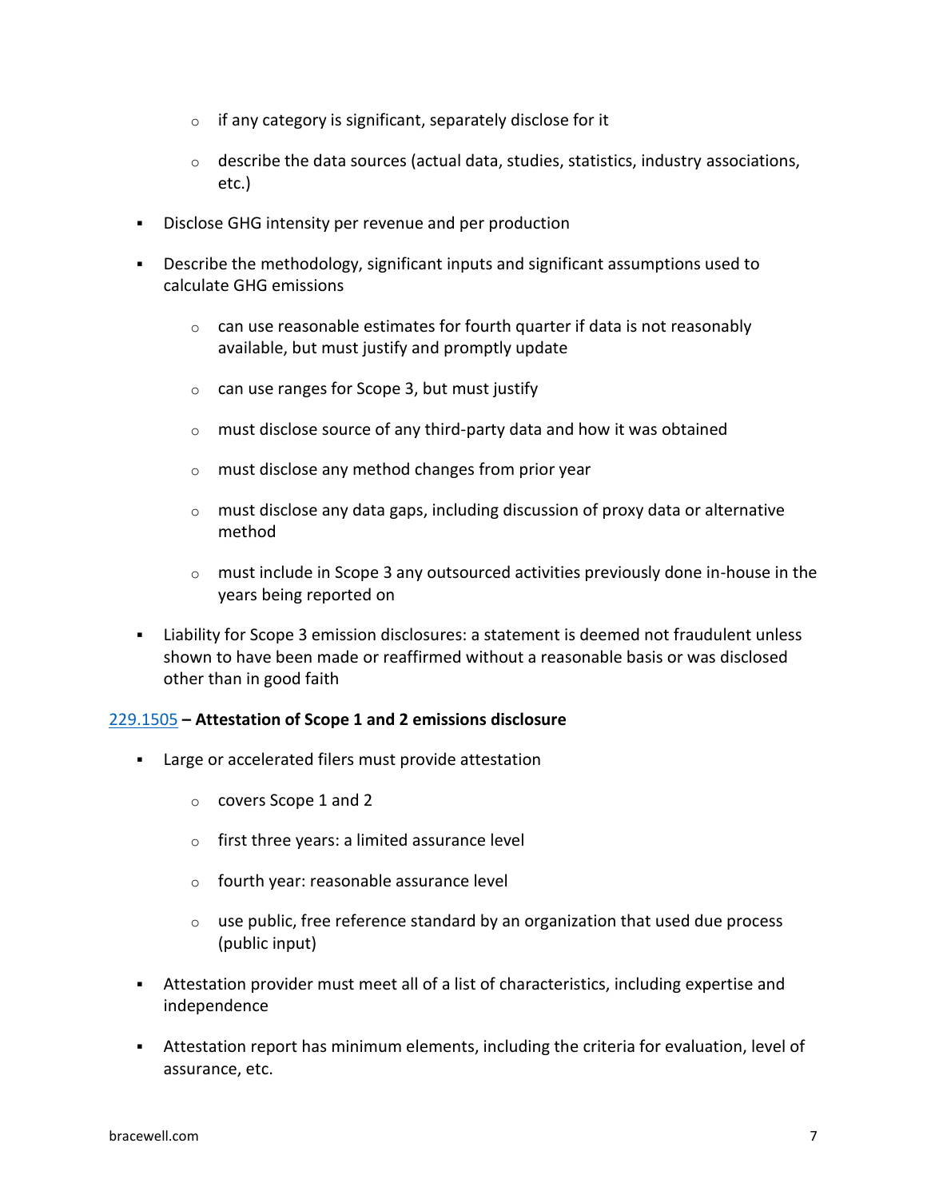- if any category is significant, separately disclose for it
  - describe the data sources (actual data, studies, statistics, industry associations, etc.)

- Disclose GHG intensity per revenue and per production

- Describe the methodology, significant inputs and significant assumptions used to calculate GHG emissions
  - can use reasonable estimates for fourth quarter if data is not reasonably available, but must justify and promptly update
  - can use ranges for Scope 3, but must justify
  - must disclose source of any third-party data and how it was obtained
  - must disclose any method changes from prior year
  - must disclose any data gaps, including discussion of proxy data or alternative method
  - must include in Scope 3 any outsourced activities previously done in-house in the years being reported on

- Liability for Scope 3 emission disclosures: a statement is deemed not fraudulent unless shown to have been made or reaffirmed without a reasonable basis or was disclosed other than in good faith

**229.1505 – Attestation of Scope 1 and 2 emissions disclosure**

- Large or accelerated filers must provide attestation
  - covers Scope 1 and 2
  - first three years: a limited assurance level
  - fourth year: reasonable assurance level
  - use public, free reference standard by an organization that used due process (public input)

- Attestation provider must meet all of a list of characteristics, including expertise and independence

- Attestation report has minimum elements, including the criteria for evaluation, level of assurance, etc.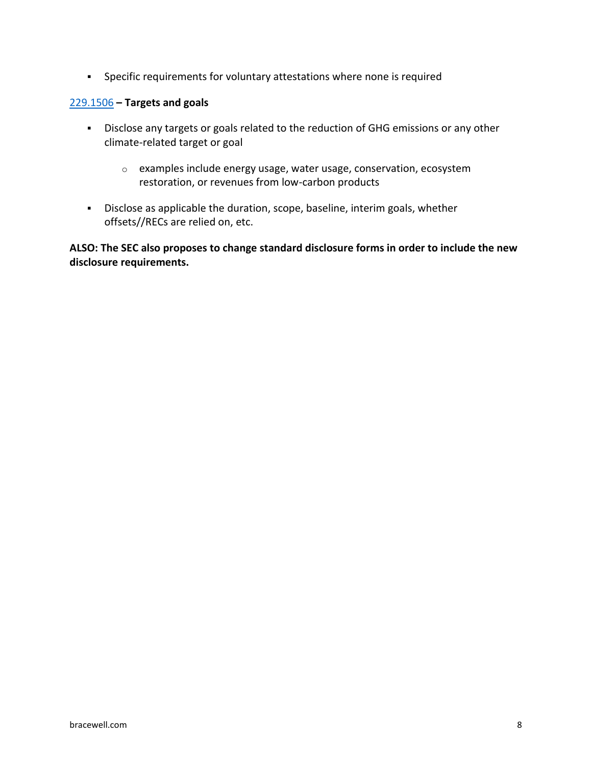- Specific requirements for voluntary attestations where none is required

229.1506 **– Targets and goals**

- Disclose any targets or goals related to the reduction of GHG emissions or any other climate-related target or goal
    - examples include energy usage, water usage, conservation, ecosystem restoration, or revenues from low-carbon products
- Disclose as applicable the duration, scope, baseline, interim goals, whether offsets//RECs are relied on, etc.

**ALSO: The SEC also proposes to change standard disclosure forms in order to include the new disclosure requirements.**